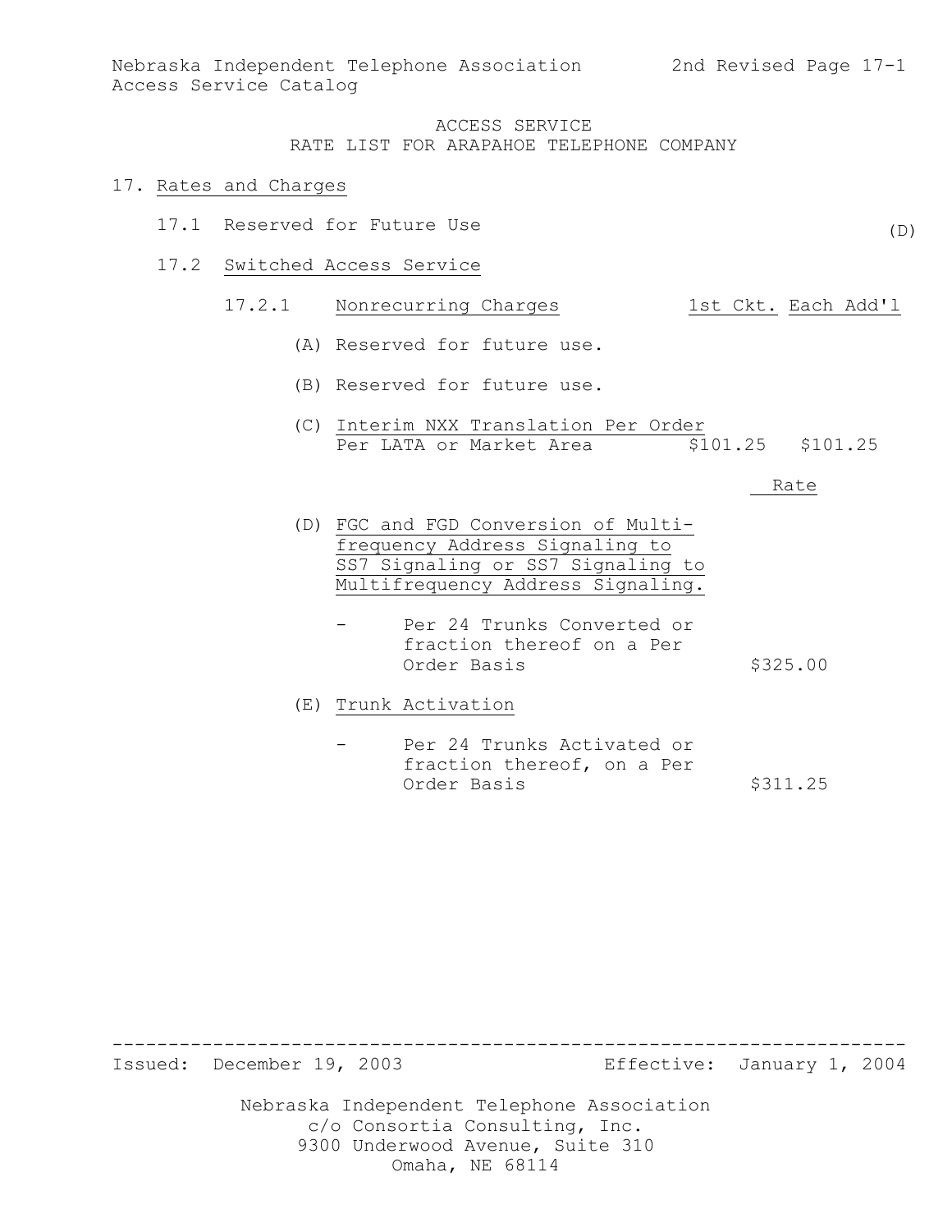ACCESS SERVICE
RATE LIST FOR ARAPAHOE TELEPHONE COMPANY

# 17. Rates and Charges

## 17.1 Reserved for Future Use (D)

## 17.2 Switched Access Service

### 17.2.1 Nonrecurring Charges

| | 1st Ckt. | Each Add'l |
|---|---|---|
| (A) Reserved for future use. | | |
| (B) Reserved for future use. | | |
| (C) Interim NXX Translation Per Order Per LATA or Market Area | $101.25 | $101.25 |

| | Rate |
|---|---|
| (D) FGC and FGD Conversion of Multi-frequency Address Signaling to SS7 Signaling or SS7 Signaling to Multifrequency Address Signaling. | |
| - Per 24 Trunks Converted or fraction thereof on a Per Order Basis | $325.00 |
| (E) Trunk Activation | |
| - Per 24 Trunks Activated or fraction thereof, on a Per Order Basis | $311.25 |

Issued: December 19, 2003 Effective: January 1, 2004

Nebraska Independent Telephone Association
c/o Consortia Consulting, Inc.
9300 Underwood Avenue, Suite 310
Omaha, NE 68114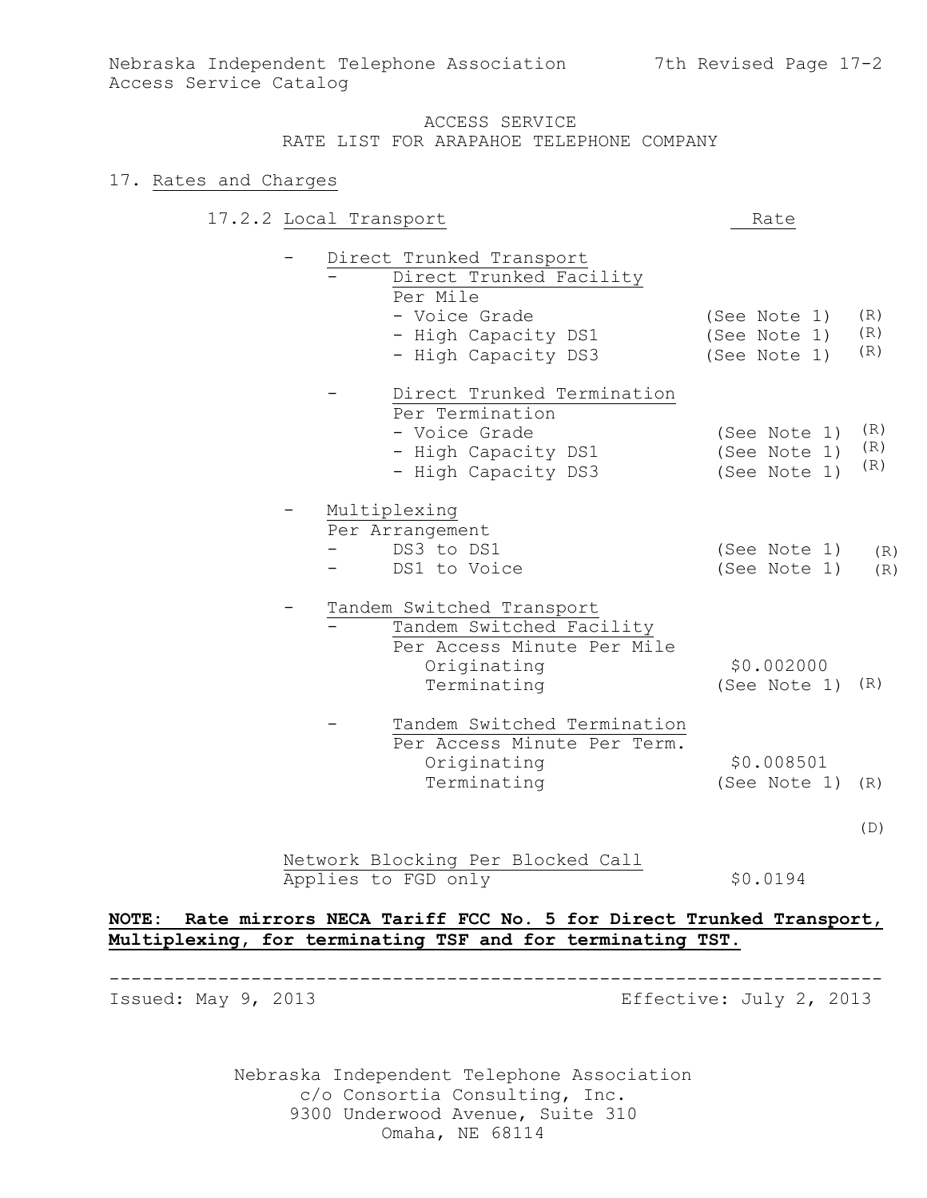Nebraska Independent Telephone Association — 7th Revised Page 17-2
Access Service Catalog

ACCESS SERVICE
RATE LIST FOR ARAPAHOE TELEPHONE COMPANY

## 17. Rates and Charges

### 17.2.2 Local Transport

| Local Transport | Rate | |
|---|---|---|
| - Direct Trunked Transport | | |
| - Direct Trunked Facility | | |
| Per Mile | | |
| - Voice Grade | (See Note 1) | (R) |
| - High Capacity DS1 | (See Note 1) | (R) |
| - High Capacity DS3 | (See Note 1) | (R) |
| - Direct Trunked Termination | | |
| Per Termination | | |
| - Voice Grade | (See Note 1) | (R) |
| - High Capacity DS1 | (See Note 1) | (R) |
| - High Capacity DS3 | (See Note 1) | (R) |
| - Multiplexing | | |
| Per Arrangement | | |
| - DS3 to DS1 | (See Note 1) | (R) |
| - DS1 to Voice | (See Note 1) | (R) |
| - Tandem Switched Transport | | |
| - Tandem Switched Facility | | |
| Per Access Minute Per Mile | | |
| Originating | $0.002000 | |
| Terminating | (See Note 1) | (R) |
| - Tandem Switched Termination | | |
| Per Access Minute Per Term. | | |
| Originating | $0.008501 | |
| Terminating | (See Note 1) | (R) |
| | | (D) |
| Network Blocking Per Blocked Call | | |
| Applies to FGD only | $0.0194 | |

**NOTE: Rate mirrors NECA Tariff FCC No. 5 for Direct Trunked Transport, Multiplexing, for terminating TSF and for terminating TST.**

Issued: May 9, 2013 — Effective: July 2, 2013

Nebraska Independent Telephone Association
c/o Consortia Consulting, Inc.
9300 Underwood Avenue, Suite 310
Omaha, NE 68114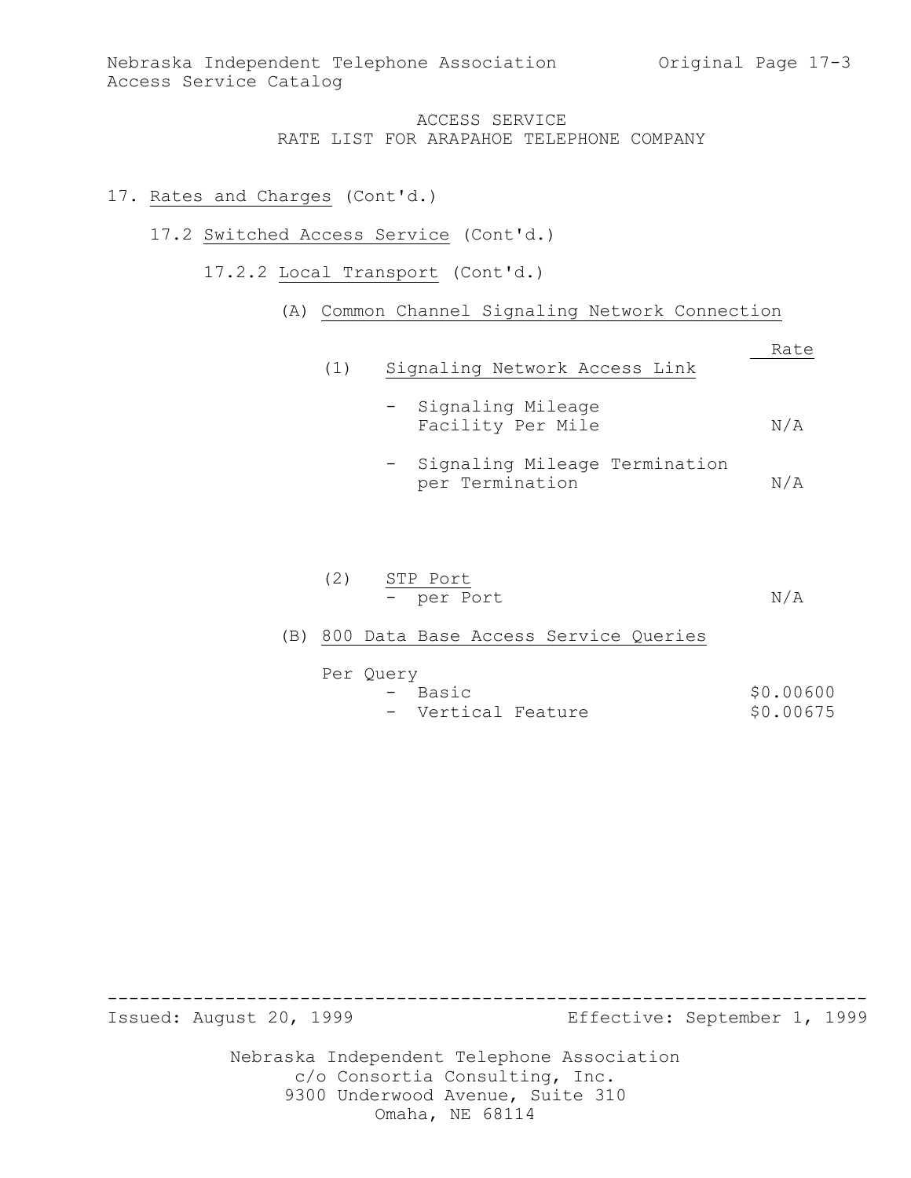ACCESS SERVICE
RATE LIST FOR ARAPAHOE TELEPHONE COMPANY

17. Rates and Charges (Cont'd.)

17.2 Switched Access Service (Cont'd.)

17.2.2 Local Transport (Cont'd.)

(A) Common Channel Signaling Network Connection

| | Rate |
|---|---|
| (1) Signaling Network Access Link | |
| - Signaling Mileage Facility Per Mile | N/A |
| - Signaling Mileage Termination per Termination | N/A |
| (2) STP Port | |
| - per Port | N/A |

(B) 800 Data Base Access Service Queries

| Per Query | |
|---|---|
| - Basic | $0.00600 |
| - Vertical Feature | $0.00675 |

Issued: August 20, 1999 Effective: September 1, 1999

Nebraska Independent Telephone Association
c/o Consortia Consulting, Inc.
9300 Underwood Avenue, Suite 310
Omaha, NE 68114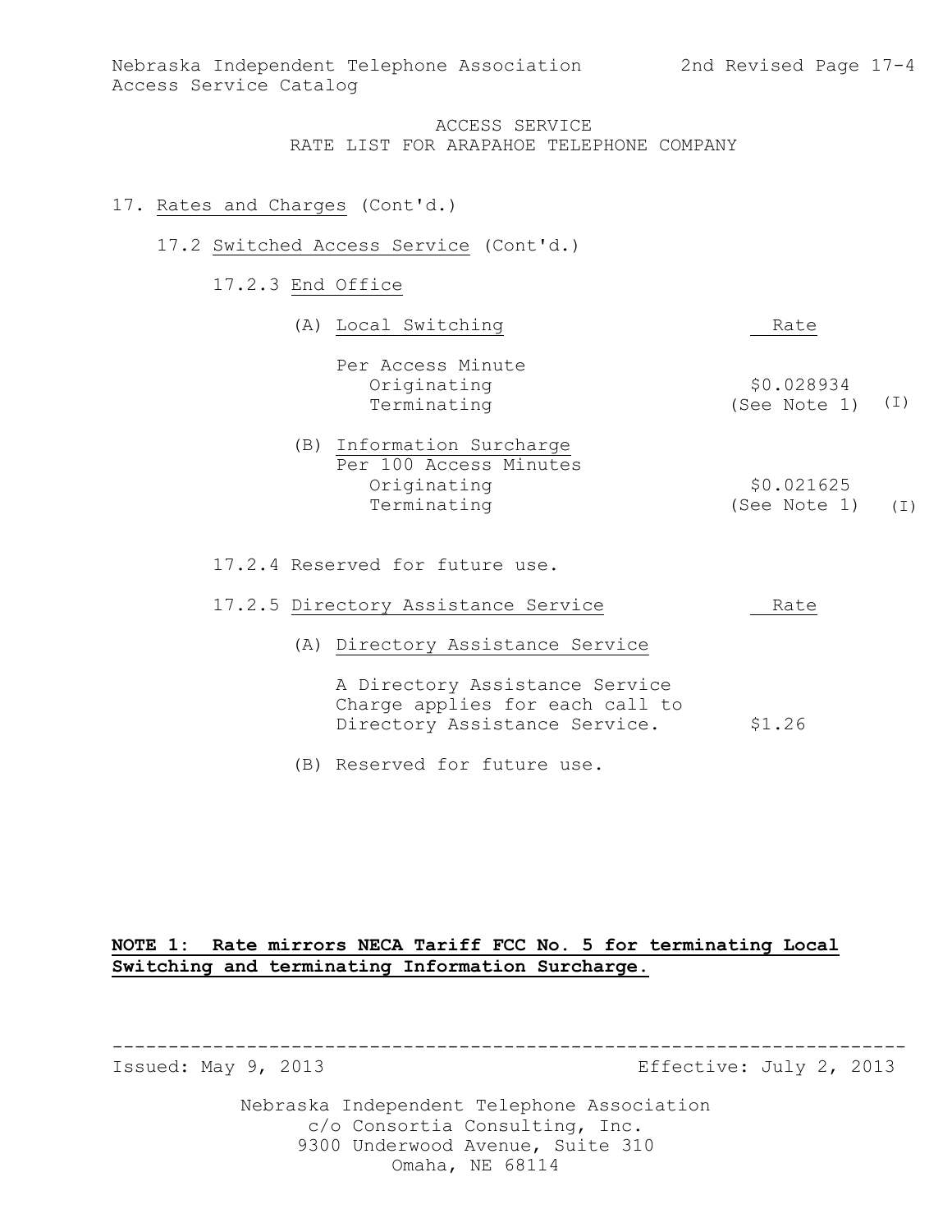Nebraska Independent Telephone Association
Access Service Catalog

2nd Revised Page 17-4

ACCESS SERVICE
RATE LIST FOR ARAPAHOE TELEPHONE COMPANY

17. Rates and Charges (Cont'd.)

17.2 Switched Access Service (Cont'd.)

17.2.3 End Office

| (A) Local Switching | Rate | |
|---|---|---|
| Per Access Minute | | |
| Originating | $0.028934 | |
| Terminating | (See Note 1) | (I) |

| (B) Information Surcharge | | |
|---|---|---|
| Per 100 Access Minutes | | |
| Originating | $0.021625 | |
| Terminating | (See Note 1) | (I) |

17.2.4 Reserved for future use.

| 17.2.5 Directory Assistance Service | Rate |
|---|---|
| (A) Directory Assistance Service | |
| A Directory Assistance Service Charge applies for each call to Directory Assistance Service. | $1.26 |
| (B) Reserved for future use. | |

**NOTE 1: Rate mirrors NECA Tariff FCC No. 5 for terminating Local Switching and terminating Information Surcharge.**

Issued: May 9, 2013 Effective: July 2, 2013

Nebraska Independent Telephone Association
c/o Consortia Consulting, Inc.
9300 Underwood Avenue, Suite 310
Omaha, NE 68114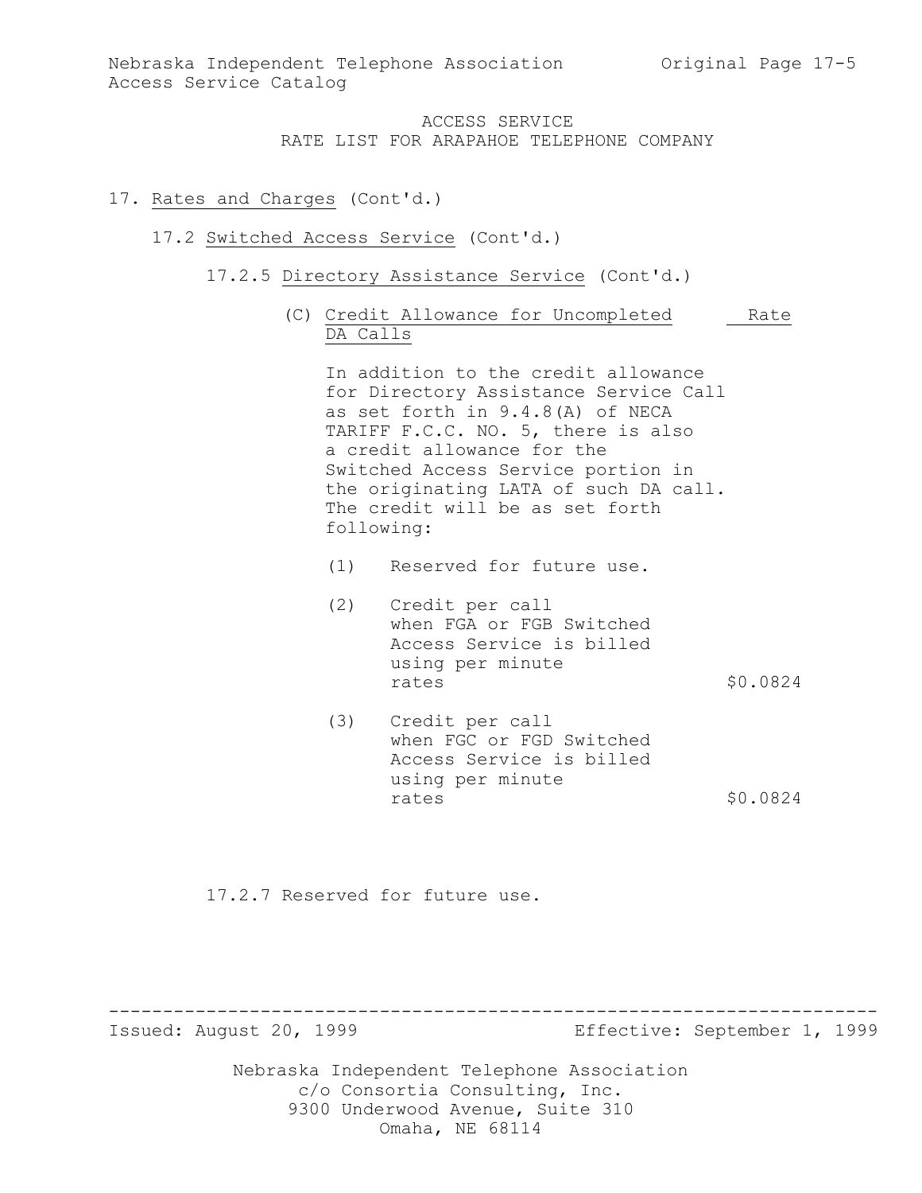ACCESS SERVICE
RATE LIST FOR ARAPAHOE TELEPHONE COMPANY

17. Rates and Charges (Cont'd.)

17.2 Switched Access Service (Cont'd.)

17.2.5 Directory Assistance Service (Cont'd.)

(C) Credit Allowance for Uncompleted DA Calls

In addition to the credit allowance for Directory Assistance Service Call as set forth in 9.4.8(A) of NECA TARIFF F.C.C. NO. 5, there is also a credit allowance for the Switched Access Service portion in the originating LATA of such DA call. The credit will be as set forth following:

| | | Rate |
|---|---|---|
| (1) | Reserved for future use. | |
| (2) | Credit per call when FGA or FGB Switched Access Service is billed using per minute rates | $0.0824 |
| (3) | Credit per call when FGC or FGD Switched Access Service is billed using per minute rates | $0.0824 |

17.2.7 Reserved for future use.

Issued: August 20, 1999 Effective: September 1, 1999

Nebraska Independent Telephone Association
c/o Consortia Consulting, Inc.
9300 Underwood Avenue, Suite 310
Omaha, NE 68114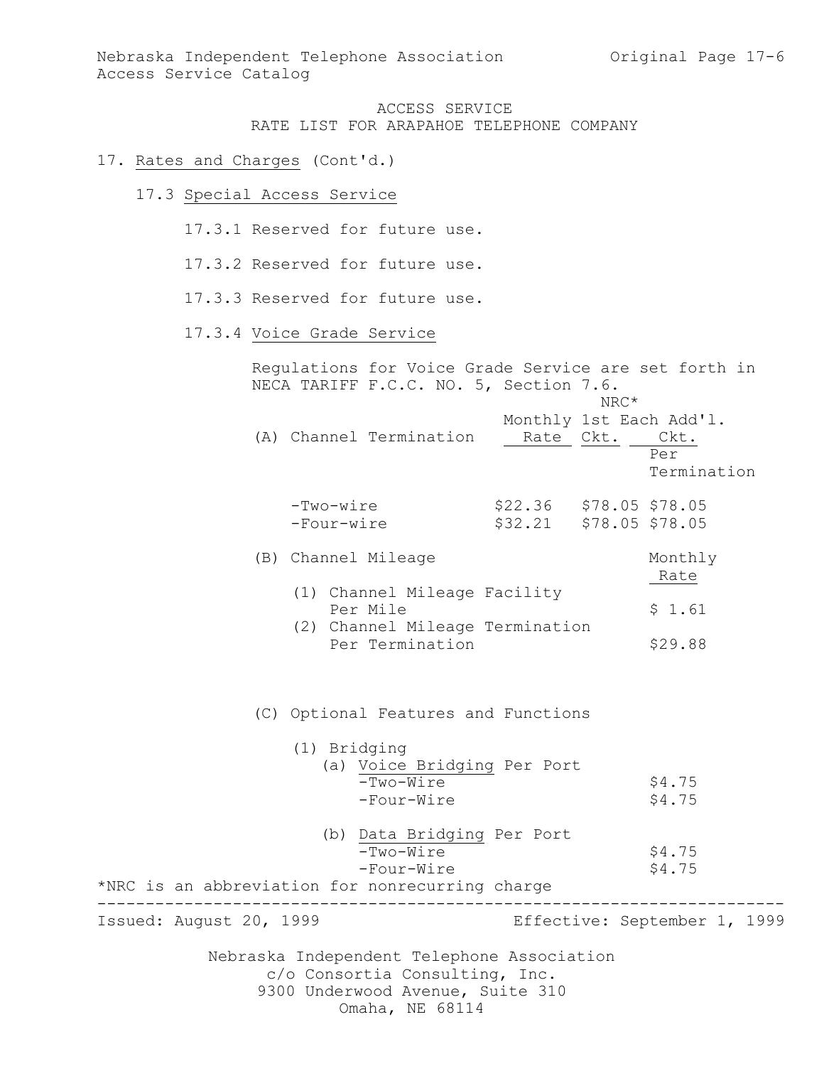ACCESS SERVICE
RATE LIST FOR ARAPAHOE TELEPHONE COMPANY

17. Rates and Charges (Cont'd.)

17.3 Special Access Service

17.3.1 Reserved for future use.

17.3.2 Reserved for future use.

17.3.3 Reserved for future use.

17.3.4 Voice Grade Service

Regulations for Voice Grade Service are set forth in NECA TARIFF F.C.C. NO. 5, Section 7.6.

| (A) Channel Termination | Monthly Rate | NRC* 1st Ckt. | NRC* Each Add'l. Ckt. Per Termination |
|---|---|---|---|
| -Two-wire | $22.36 | $78.05 | $78.05 |
| -Four-wire | $32.21 | $78.05 | $78.05 |

| (B) Channel Mileage | Monthly Rate |
|---|---|
| (1) Channel Mileage Facility Per Mile | $ 1.61 |
| (2) Channel Mileage Termination Per Termination | $29.88 |

(C) Optional Features and Functions

| (1) Bridging | |
|---|---|
| (a) Voice Bridging Per Port | |
| -Two-Wire | $4.75 |
| -Four-Wire | $4.75 |
| (b) Data Bridging Per Port | |
| -Two-Wire | $4.75 |
| -Four-Wire | $4.75 |

*NRC is an abbreviation for nonrecurring charge

Issued: August 20, 1999 Effective: September 1, 1999

Nebraska Independent Telephone Association
c/o Consortia Consulting, Inc.
9300 Underwood Avenue, Suite 310
Omaha, NE 68114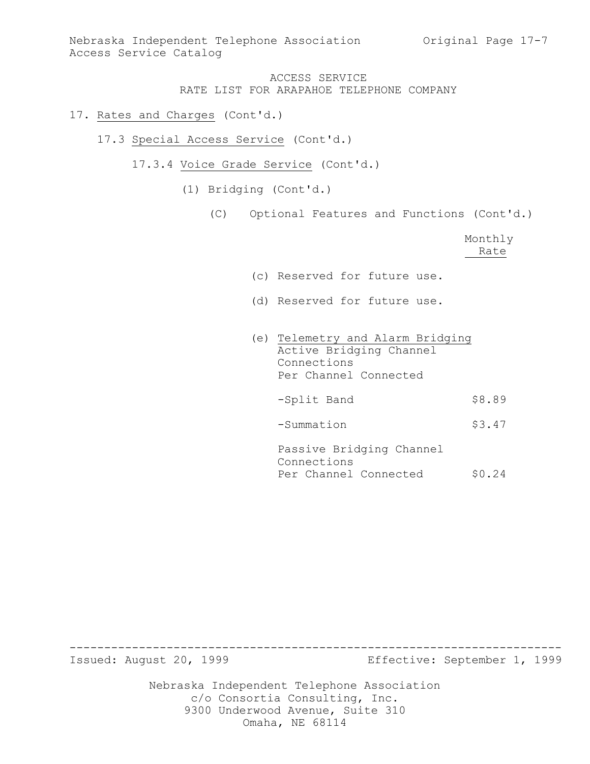ACCESS SERVICE
RATE LIST FOR ARAPAHOE TELEPHONE COMPANY

17. Rates and Charges (Cont'd.)

17.3 Special Access Service (Cont'd.)

17.3.4 Voice Grade Service (Cont'd.)

(1) Bridging (Cont'd.)

(C) Optional Features and Functions (Cont'd.)

| | Monthly Rate |
|---|---|
| (c) Reserved for future use. | |
| (d) Reserved for future use. | |
| (e) Telemetry and Alarm Bridging<br>Active Bridging Channel Connections<br>Per Channel Connected | |
| -Split Band | $8.89 |
| -Summation | $3.47 |
| Passive Bridging Channel Connections<br>Per Channel Connected | $0.24 |

Issued: August 20, 1999 Effective: September 1, 1999

Nebraska Independent Telephone Association
c/o Consortia Consulting, Inc.
9300 Underwood Avenue, Suite 310
Omaha, NE 68114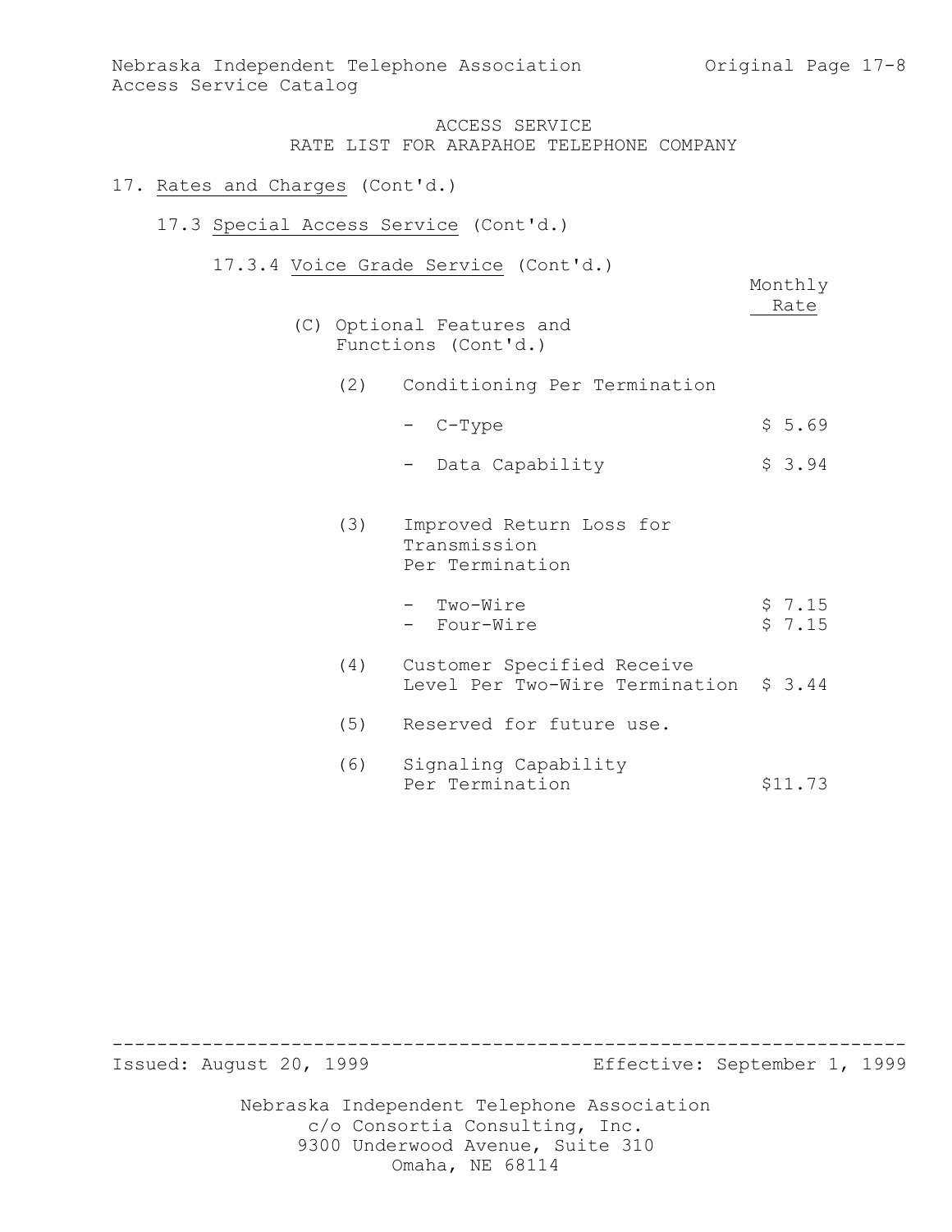ACCESS SERVICE
RATE LIST FOR ARAPAHOE TELEPHONE COMPANY

17. Rates and Charges (Cont'd.)

17.3 Special Access Service (Cont'd.)

17.3.4 Voice Grade Service (Cont'd.)

| | Monthly Rate |
|---|---|
| (C) Optional Features and Functions (Cont'd.) | |
| (2) Conditioning Per Termination | |
| - C-Type | $ 5.69 |
| - Data Capability | $ 3.94 |
| (3) Improved Return Loss for Transmission Per Termination | |
| - Two-Wire | $ 7.15 |
| - Four-Wire | $ 7.15 |
| (4) Customer Specified Receive Level Per Two-Wire Termination | $ 3.44 |
| (5) Reserved for future use. | |
| (6) Signaling Capability Per Termination | $11.73 |

Issued: August 20, 1999 Effective: September 1, 1999

Nebraska Independent Telephone Association
c/o Consortia Consulting, Inc.
9300 Underwood Avenue, Suite 310
Omaha, NE 68114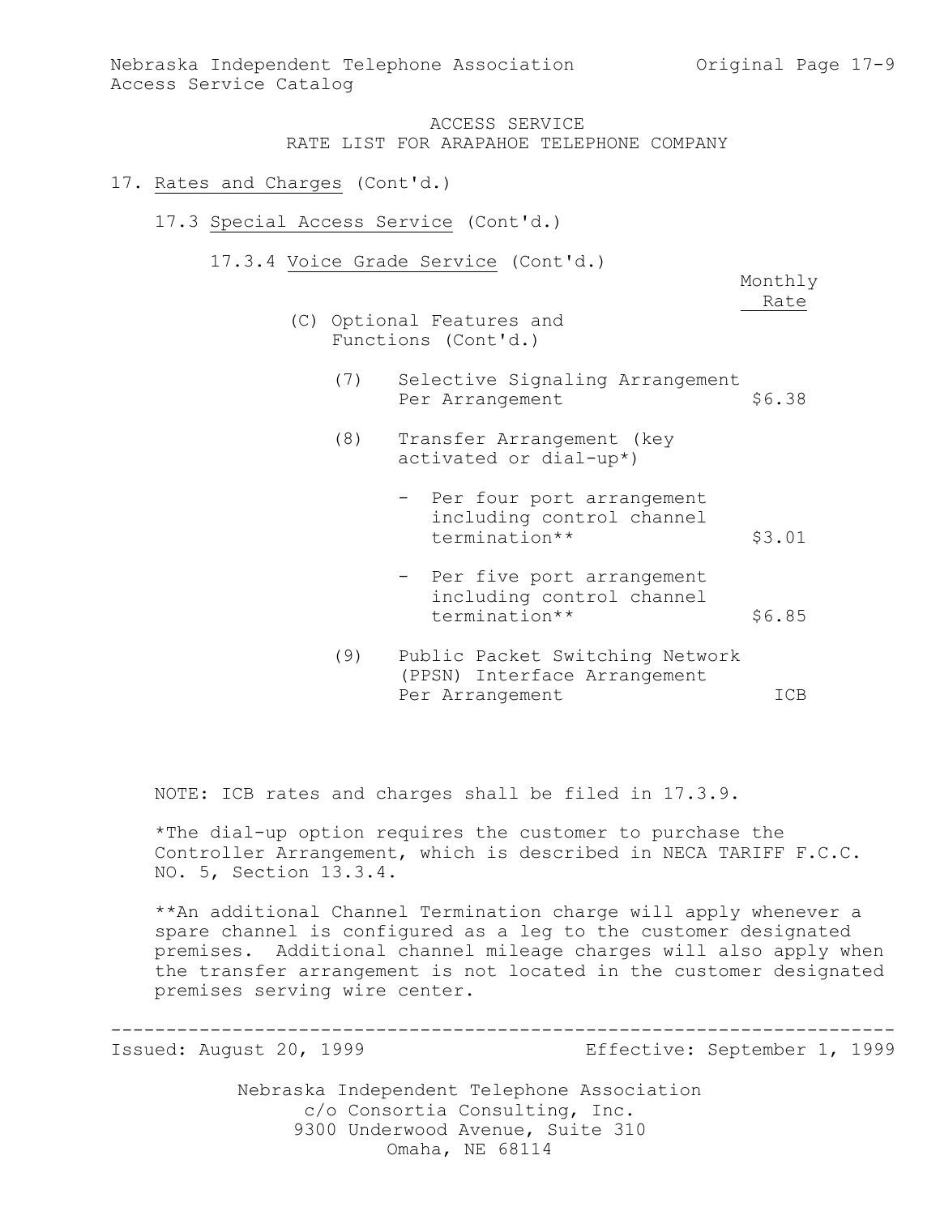ACCESS SERVICE
RATE LIST FOR ARAPAHOE TELEPHONE COMPANY

17. Rates and Charges (Cont'd.)

17.3 Special Access Service (Cont'd.)

17.3.4 Voice Grade Service (Cont'd.)

| | Monthly Rate |
|---|---|
| (C) Optional Features and Functions (Cont'd.) | |
| (7) Selective Signaling Arrangement Per Arrangement | $6.38 |
| (8) Transfer Arrangement (key activated or dial-up*) | |
| - Per four port arrangement including control channel termination** | $3.01 |
| - Per five port arrangement including control channel termination** | $6.85 |
| (9) Public Packet Switching Network (PPSN) Interface Arrangement Per Arrangement | ICB |

NOTE: ICB rates and charges shall be filed in 17.3.9.

*The dial-up option requires the customer to purchase the Controller Arrangement, which is described in NECA TARIFF F.C.C. NO. 5, Section 13.3.4.

**An additional Channel Termination charge will apply whenever a spare channel is configured as a leg to the customer designated premises. Additional channel mileage charges will also apply when the transfer arrangement is not located in the customer designated premises serving wire center.

Issued: August 20, 1999 Effective: September 1, 1999

Nebraska Independent Telephone Association
c/o Consortia Consulting, Inc.
9300 Underwood Avenue, Suite 310
Omaha, NE 68114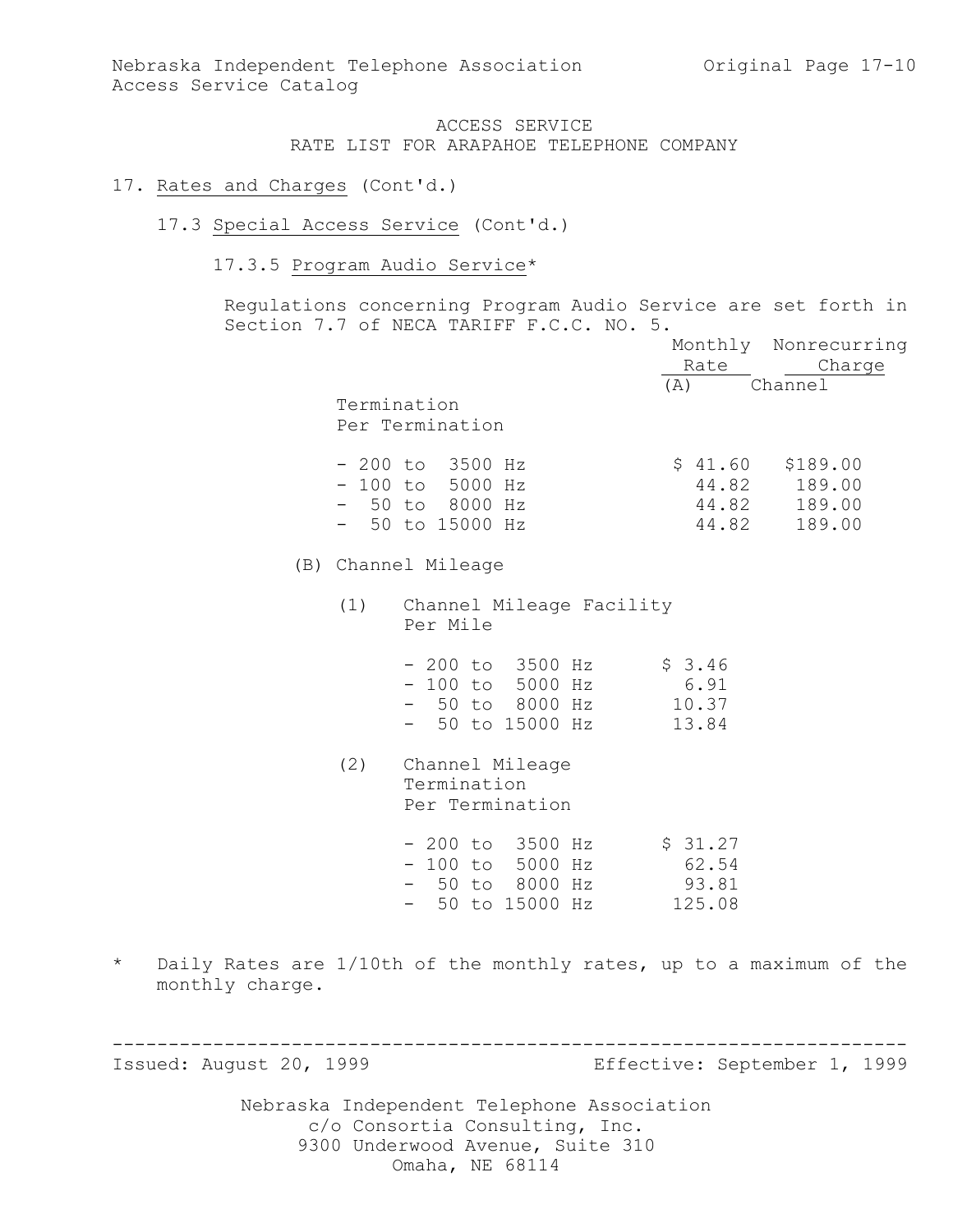ACCESS SERVICE
RATE LIST FOR ARAPAHOE TELEPHONE COMPANY

17. Rates and Charges (Cont'd.)

17.3 Special Access Service (Cont'd.)

17.3.5 Program Audio Service*

Regulations concerning Program Audio Service are set forth in Section 7.7 of NECA TARIFF F.C.C. NO. 5.

| | Monthly Rate | Nonrecurring Charge |
|---|---|---|
| (A) Channel Termination Per Termination | | |
| - 200 to 3500 Hz | $ 41.60 | $189.00 |
| - 100 to 5000 Hz | 44.82 | 189.00 |
| - 50 to 8000 Hz | 44.82 | 189.00 |
| - 50 to 15000 Hz | 44.82 | 189.00 |
| (B) Channel Mileage | | |
| (1) Channel Mileage Facility Per Mile | | |
| - 200 to 3500 Hz | $ 3.46 | |
| - 100 to 5000 Hz | 6.91 | |
| - 50 to 8000 Hz | 10.37 | |
| - 50 to 15000 Hz | 13.84 | |
| (2) Channel Mileage Termination Per Termination | | |
| - 200 to 3500 Hz | $ 31.27 | |
| - 100 to 5000 Hz | 62.54 | |
| - 50 to 8000 Hz | 93.81 | |
| - 50 to 15000 Hz | 125.08 | |

* Daily Rates are 1/10th of the monthly rates, up to a maximum of the monthly charge.

Issued: August 20, 1999 Effective: September 1, 1999

Nebraska Independent Telephone Association
c/o Consortia Consulting, Inc.
9300 Underwood Avenue, Suite 310
Omaha, NE 68114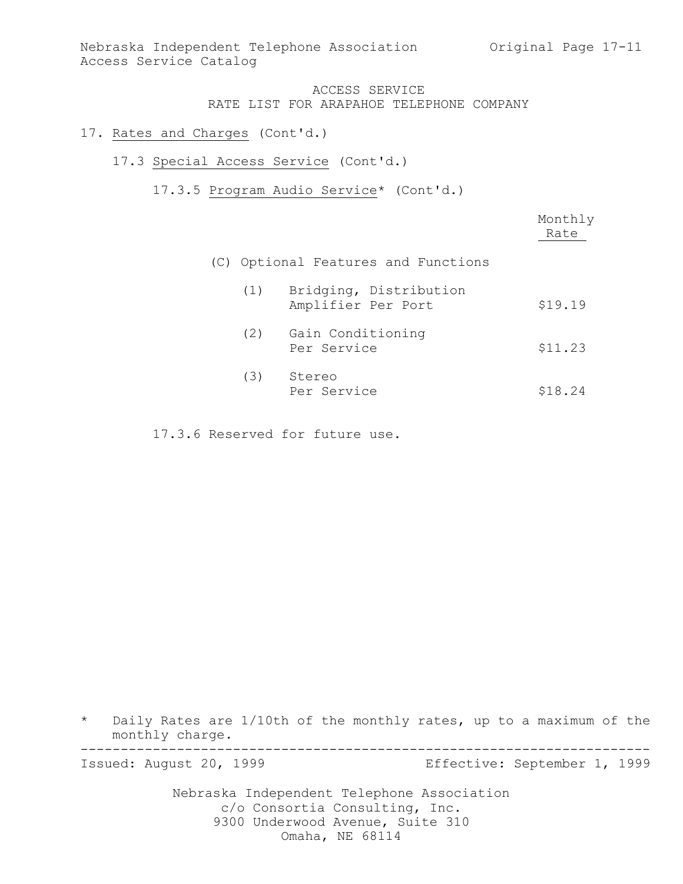ACCESS SERVICE
RATE LIST FOR ARAPAHOE TELEPHONE COMPANY

17. Rates and Charges (Cont'd.)

17.3 Special Access Service (Cont'd.)

17.3.5 Program Audio Service* (Cont'd.)

| | Monthly Rate |
|---|---|
| (C) Optional Features and Functions | |
| (1) Bridging, Distribution Amplifier Per Port | $19.19 |
| (2) Gain Conditioning Per Service | $11.23 |
| (3) Stereo Per Service | $18.24 |

17.3.6 Reserved for future use.

\* Daily Rates are 1/10th of the monthly rates, up to a maximum of the monthly charge.

Issued: August 20, 1999 Effective: September 1, 1999

Nebraska Independent Telephone Association
c/o Consortia Consulting, Inc.
9300 Underwood Avenue, Suite 310
Omaha, NE 68114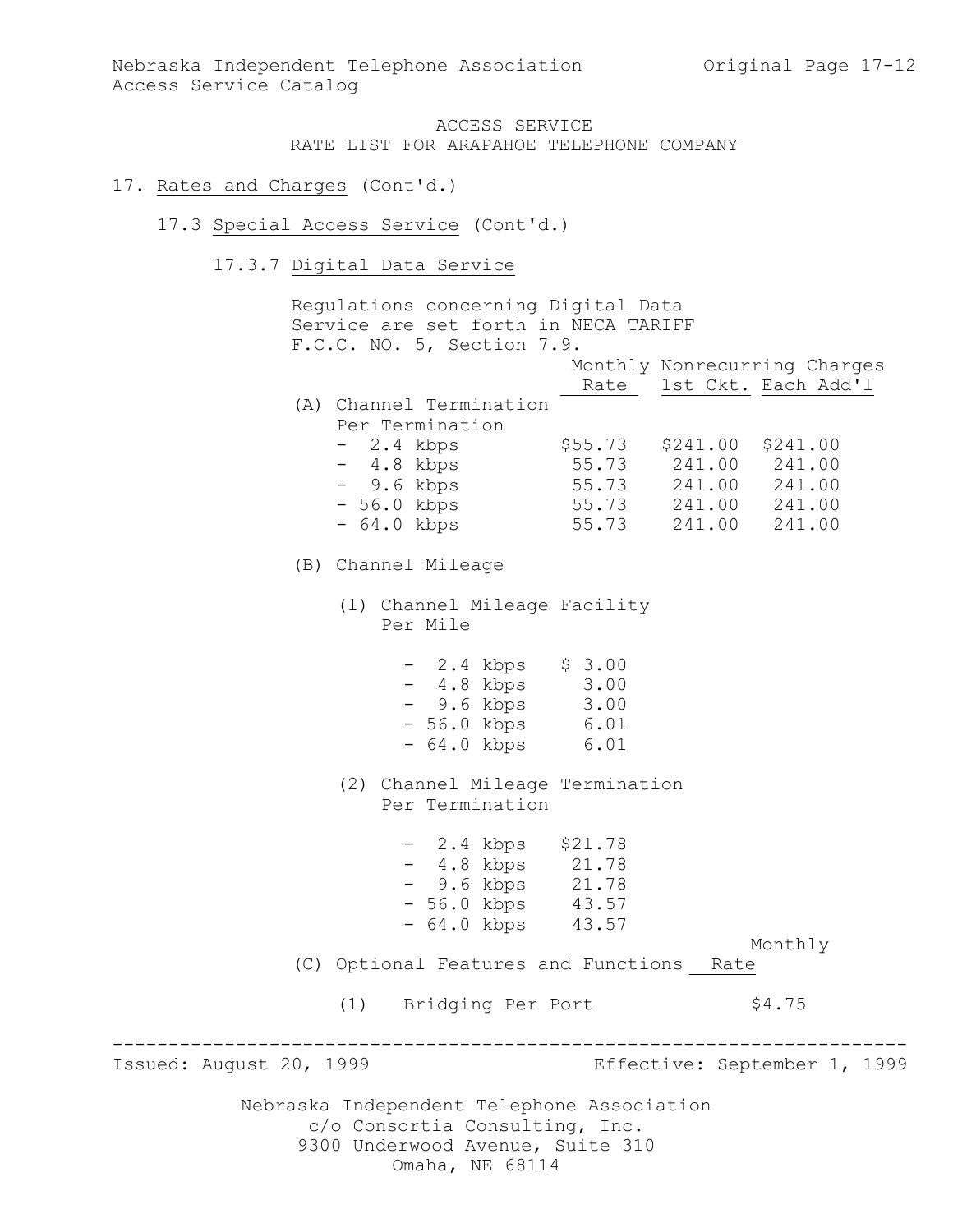ACCESS SERVICE
RATE LIST FOR ARAPAHOE TELEPHONE COMPANY

17. Rates and Charges (Cont'd.)

17.3 Special Access Service (Cont'd.)

17.3.7 Digital Data Service

Regulations concerning Digital Data Service are set forth in NECA TARIFF F.C.C. NO. 5, Section 7.9.

| | Monthly Rate | Nonrecurring Charges 1st Ckt. | Each Add'l |
|---|---|---|---|
| (A) Channel Termination Per Termination | | | |
| - 2.4 kbps | $55.73 | $241.00 | $241.00 |
| - 4.8 kbps | 55.73 | 241.00 | 241.00 |
| - 9.6 kbps | 55.73 | 241.00 | 241.00 |
| - 56.0 kbps | 55.73 | 241.00 | 241.00 |
| - 64.0 kbps | 55.73 | 241.00 | 241.00 |

(B) Channel Mileage

(1) Channel Mileage Facility Per Mile

| | |
|---|---|
| - 2.4 kbps | $ 3.00 |
| - 4.8 kbps | 3.00 |
| - 9.6 kbps | 3.00 |
| - 56.0 kbps | 6.01 |
| - 64.0 kbps | 6.01 |

(2) Channel Mileage Termination Per Termination

| | |
|---|---|
| - 2.4 kbps | $21.78 |
| - 4.8 kbps | 21.78 |
| - 9.6 kbps | 21.78 |
| - 56.0 kbps | 43.57 |
| - 64.0 kbps | 43.57 |

| (C) Optional Features and Functions | Monthly Rate |
|---|---|
| (1) Bridging Per Port | $4.75 |

Issued: August 20, 1999 Effective: September 1, 1999

Nebraska Independent Telephone Association
c/o Consortia Consulting, Inc.
9300 Underwood Avenue, Suite 310
Omaha, NE 68114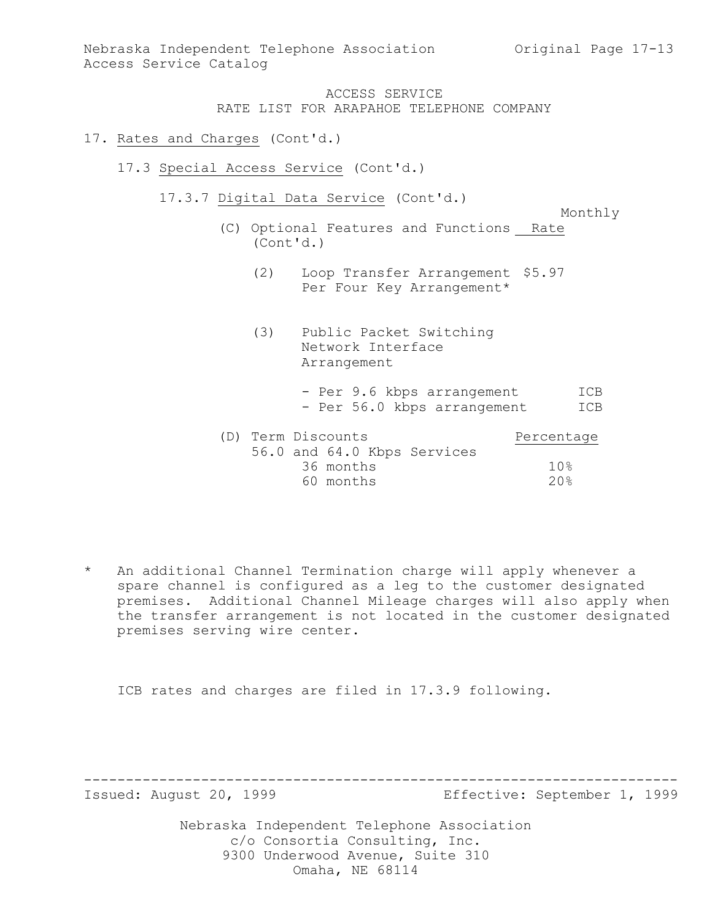ACCESS SERVICE
RATE LIST FOR ARAPAHOE TELEPHONE COMPANY

17. Rates and Charges (Cont'd.)

17.3 Special Access Service (Cont'd.)

17.3.7 Digital Data Service (Cont'd.)

| (C) Optional Features and Functions (Cont'd.) | Monthly Rate |
|---|---|
| (2) Loop Transfer Arrangement Per Four Key Arrangement* | $5.97 |
| (3) Public Packet Switching Network Interface Arrangement | |
| - Per 9.6 kbps arrangement | ICB |
| - Per 56.0 kbps arrangement | ICB |

| (D) Term Discounts | Percentage |
|---|---|
| 56.0 and 64.0 Kbps Services | |
| 36 months | 10% |
| 60 months | 20% |

* An additional Channel Termination charge will apply whenever a spare channel is configured as a leg to the customer designated premises. Additional Channel Mileage charges will also apply when the transfer arrangement is not located in the customer designated premises serving wire center.

ICB rates and charges are filed in 17.3.9 following.

Issued: August 20, 1999 Effective: September 1, 1999

Nebraska Independent Telephone Association
c/o Consortia Consulting, Inc.
9300 Underwood Avenue, Suite 310
Omaha, NE 68114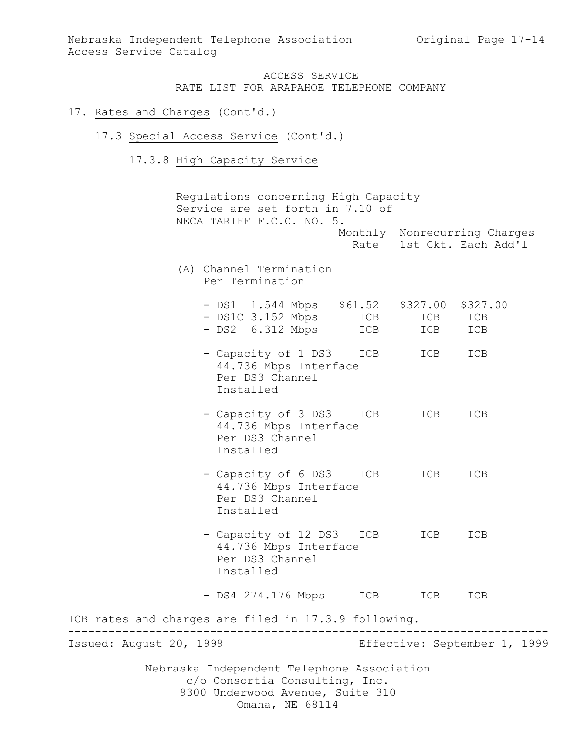ACCESS SERVICE
RATE LIST FOR ARAPAHOE TELEPHONE COMPANY

17. Rates and Charges (Cont'd.)

17.3 Special Access Service (Cont'd.)

17.3.8 High Capacity Service

Regulations concerning High Capacity Service are set forth in 7.10 of NECA TARIFF F.C.C. NO. 5.

| | Monthly Rate | Nonrecurring Charges 1st Ckt. | Each Add'l |
|---|---|---|---|
| (A) Channel Termination Per Termination | | | |
| - DS1 1.544 Mbps | $61.52 | $327.00 | $327.00 |
| - DS1C 3.152 Mbps | ICB | ICB | ICB |
| - DS2 6.312 Mbps | ICB | ICB | ICB |
| - Capacity of 1 DS3 44.736 Mbps Interface Per DS3 Channel Installed | ICB | ICB | ICB |
| - Capacity of 3 DS3 44.736 Mbps Interface Per DS3 Channel Installed | ICB | ICB | ICB |
| - Capacity of 6 DS3 44.736 Mbps Interface Per DS3 Channel Installed | ICB | ICB | ICB |
| - Capacity of 12 DS3 44.736 Mbps Interface Per DS3 Channel Installed | ICB | ICB | ICB |
| - DS4 274.176 Mbps | ICB | ICB | ICB |

ICB rates and charges are filed in 17.3.9 following.

Issued: August 20, 1999 Effective: September 1, 1999

Nebraska Independent Telephone Association
c/o Consortia Consulting, Inc.
9300 Underwood Avenue, Suite 310
Omaha, NE 68114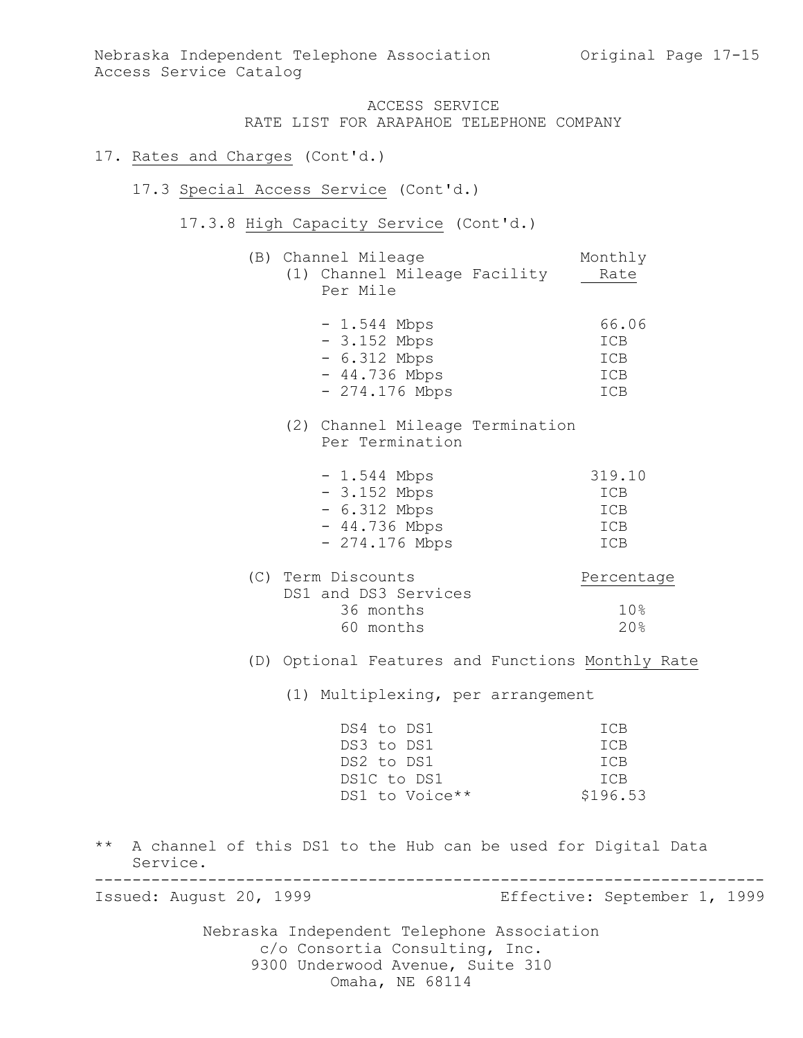ACCESS SERVICE
RATE LIST FOR ARAPAHOE TELEPHONE COMPANY

17. Rates and Charges (Cont'd.)

17.3 Special Access Service (Cont'd.)

17.3.8 High Capacity Service (Cont'd.)

(B) Channel Mileage

| (1) Channel Mileage Facility Per Mile | Monthly Rate |
|---|---|
| - 1.544 Mbps | 66.06 |
| - 3.152 Mbps | ICB |
| - 6.312 Mbps | ICB |
| - 44.736 Mbps | ICB |
| - 274.176 Mbps | ICB |

| (2) Channel Mileage Termination Per Termination | Monthly Rate |
|---|---|
| - 1.544 Mbps | 319.10 |
| - 3.152 Mbps | ICB |
| - 6.312 Mbps | ICB |
| - 44.736 Mbps | ICB |
| - 274.176 Mbps | ICB |

(C) Term Discounts

| DS1 and DS3 Services | Percentage |
|---|---|
| 36 months | 10% |
| 60 months | 20% |

(D) Optional Features and Functions

(1) Multiplexing, per arrangement

| | Monthly Rate |
|---|---|
| DS4 to DS1 | ICB |
| DS3 to DS1 | ICB |
| DS2 to DS1 | ICB |
| DS1C to DS1 | ICB |
| DS1 to Voice** | $196.53 |

** A channel of this DS1 to the Hub can be used for Digital Data Service.

Issued: August 20, 1999 Effective: September 1, 1999

Nebraska Independent Telephone Association
c/o Consortia Consulting, Inc.
9300 Underwood Avenue, Suite 310
Omaha, NE 68114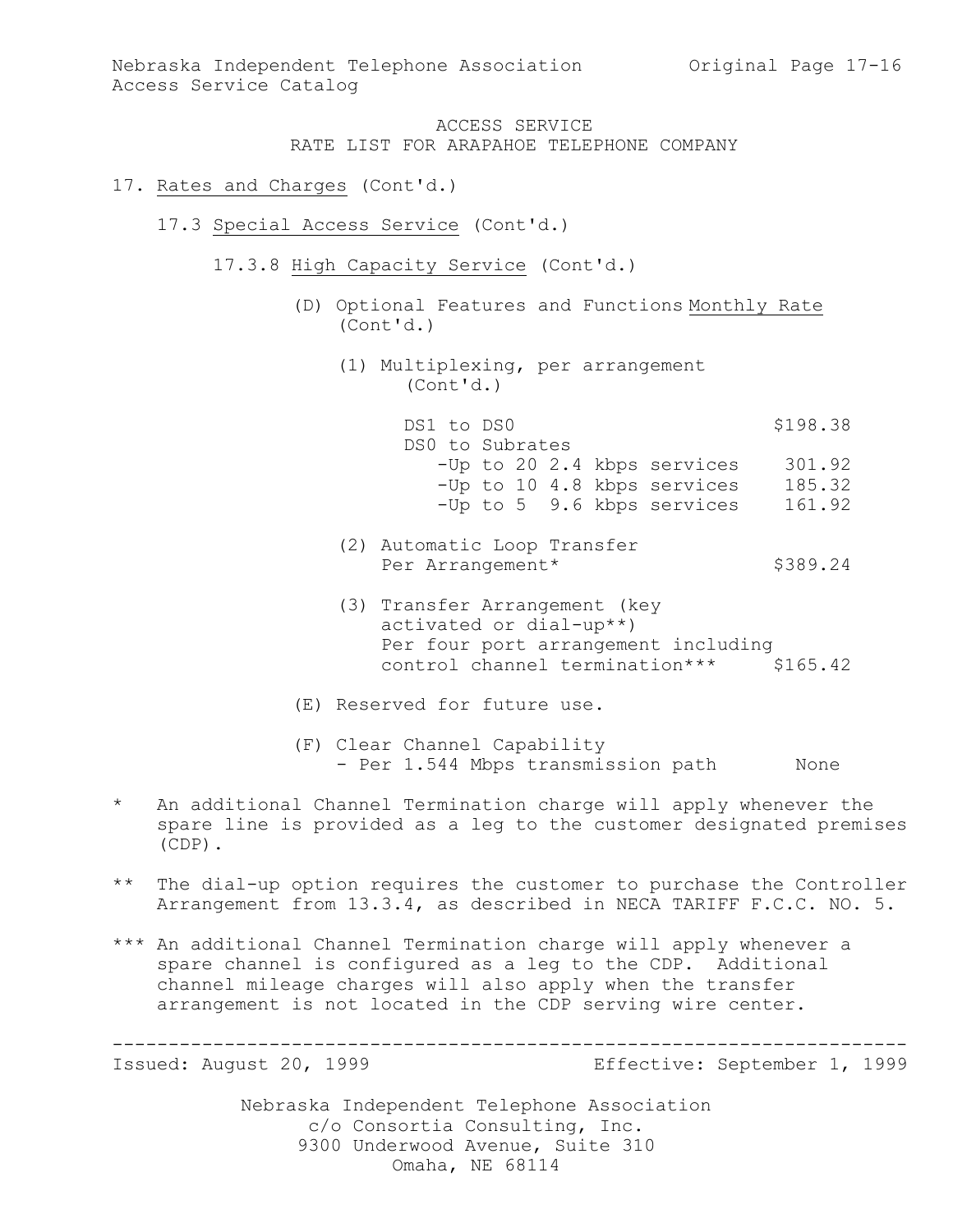ACCESS SERVICE
RATE LIST FOR ARAPAHOE TELEPHONE COMPANY

17. Rates and Charges (Cont'd.)

17.3 Special Access Service (Cont'd.)

17.3.8 High Capacity Service (Cont'd.)

(D) Optional Features and Functions (Cont'd.)

| | Monthly Rate |
|---|---|
| (1) Multiplexing, per arrangement (Cont'd.) | |
| DS1 to DS0 | $198.38 |
| DS0 to Subrates | |
| -Up to 20 2.4 kbps services | 301.92 |
| -Up to 10 4.8 kbps services | 185.32 |
| -Up to 5 9.6 kbps services | 161.92 |
| (2) Automatic Loop Transfer Per Arrangement* | $389.24 |
| (3) Transfer Arrangement (key activated or dial-up**) Per four port arrangement including control channel termination*** | $165.42 |

(E) Reserved for future use.

(F) Clear Channel Capability
- Per 1.544 Mbps transmission path None

\* An additional Channel Termination charge will apply whenever the spare line is provided as a leg to the customer designated premises (CDP).

\*\* The dial-up option requires the customer to purchase the Controller Arrangement from 13.3.4, as described in NECA TARIFF F.C.C. NO. 5.

\*\*\* An additional Channel Termination charge will apply whenever a spare channel is configured as a leg to the CDP. Additional channel mileage charges will also apply when the transfer arrangement is not located in the CDP serving wire center.

Issued: August 20, 1999 Effective: September 1, 1999

Nebraska Independent Telephone Association
c/o Consortia Consulting, Inc.
9300 Underwood Avenue, Suite 310
Omaha, NE 68114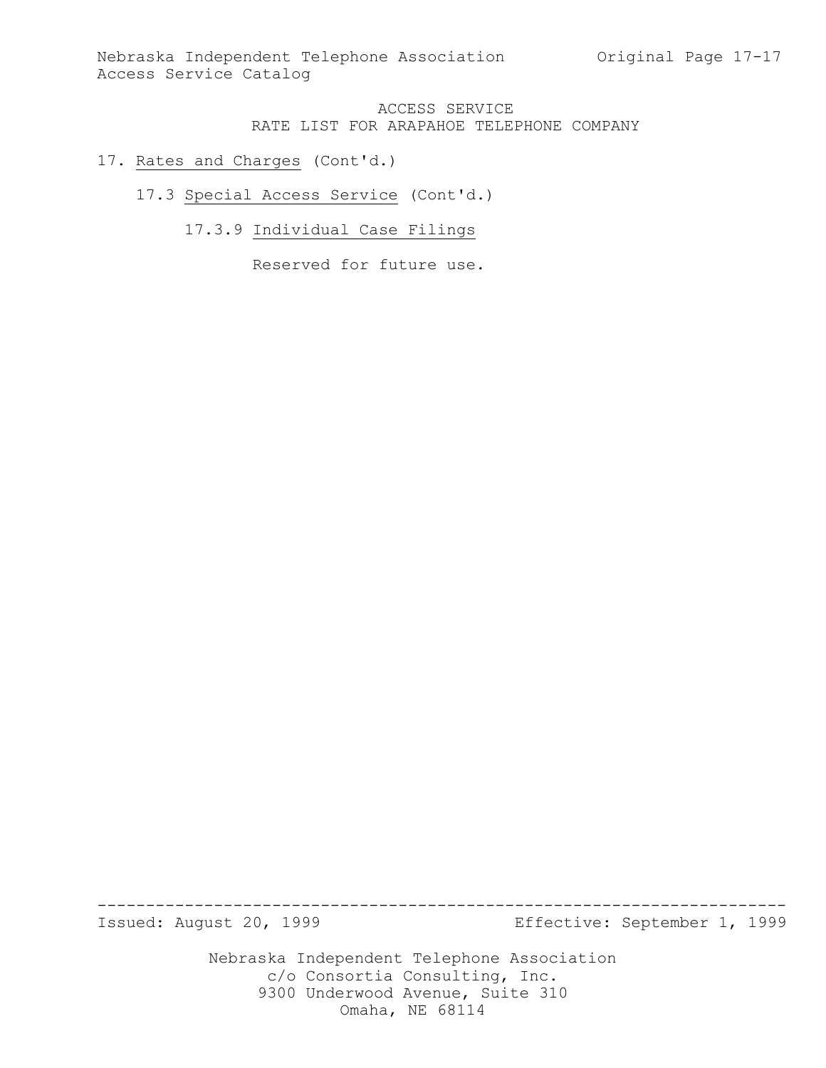# ACCESS SERVICE
## RATE LIST FOR ARAPAHOE TELEPHONE COMPANY

17. Rates and Charges (Cont'd.)

17.3 Special Access Service (Cont'd.)

17.3.9 Individual Case Filings

Reserved for future use.

Issued: August 20, 1999 Effective: September 1, 1999

Nebraska Independent Telephone Association
c/o Consortia Consulting, Inc.
9300 Underwood Avenue, Suite 310
Omaha, NE 68114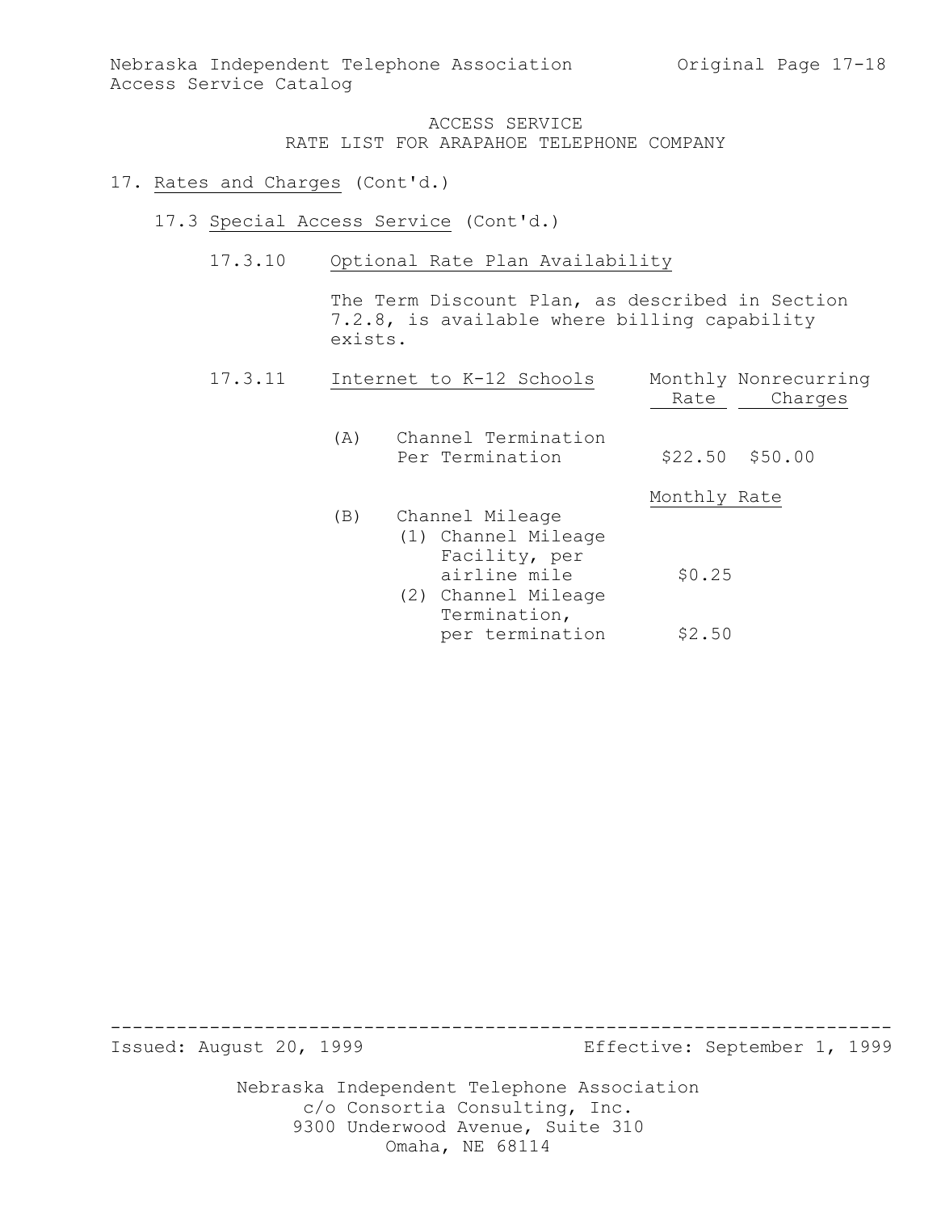ACCESS SERVICE
RATE LIST FOR ARAPAHOE TELEPHONE COMPANY

17. Rates and Charges (Cont'd.)

17.3 Special Access Service (Cont'd.)

17.3.10 Optional Rate Plan Availability

The Term Discount Plan, as described in Section 7.2.8, is available where billing capability exists.

17.3.11 Internet to K-12 Schools

| | Monthly Rate | Nonrecurring Charges |
|---|---|---|
| (A) Channel Termination Per Termination | $22.50 | $50.00 |

| | Monthly Rate |
|---|---|
| (B) Channel Mileage | |
| (1) Channel Mileage Facility, per airline mile | $0.25 |
| (2) Channel Mileage Termination, per termination | $2.50 |

Issued: August 20, 1999 Effective: September 1, 1999

Nebraska Independent Telephone Association
c/o Consortia Consulting, Inc.
9300 Underwood Avenue, Suite 310
Omaha, NE 68114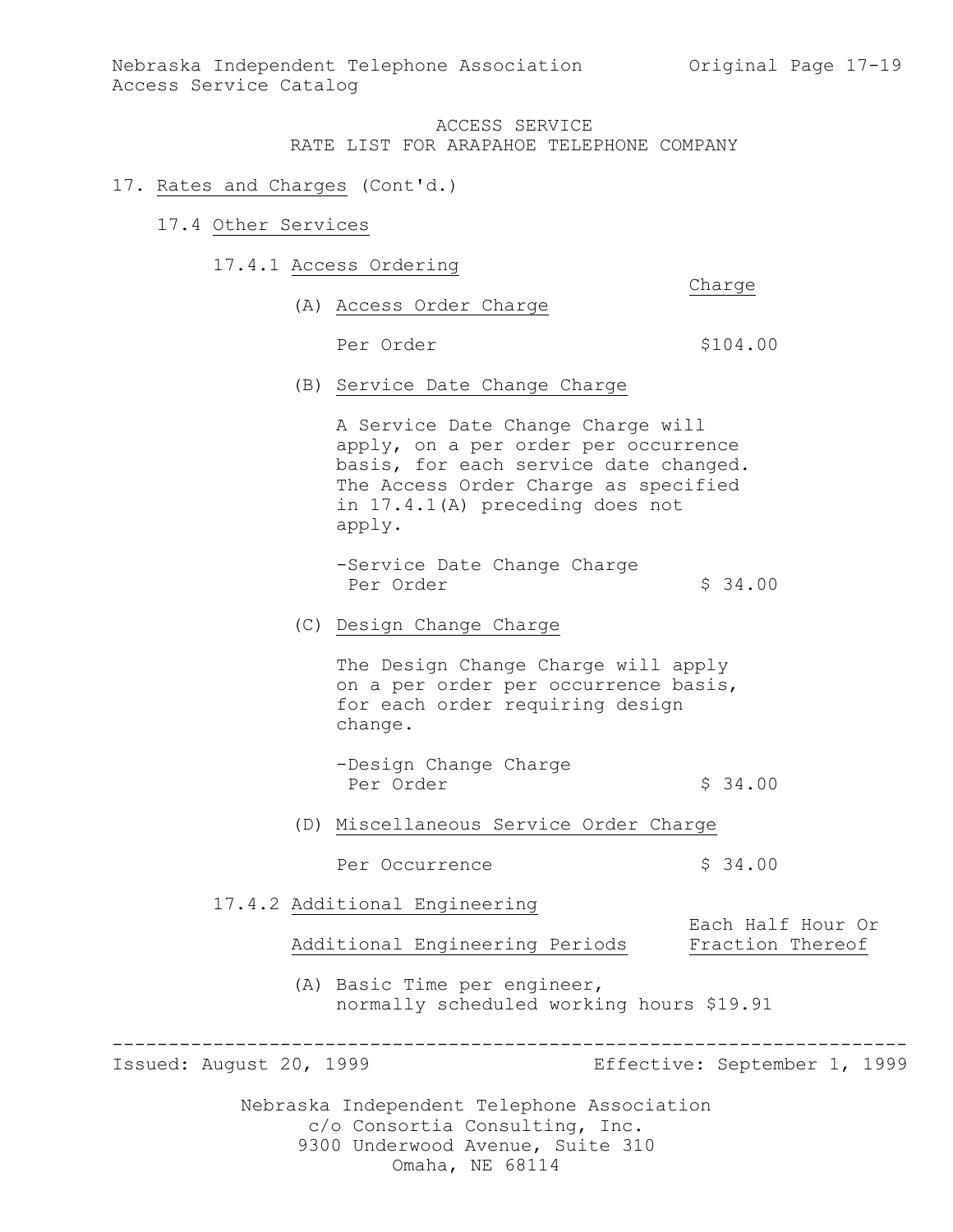ACCESS SERVICE
RATE LIST FOR ARAPAHOE TELEPHONE COMPANY

17. Rates and Charges (Cont'd.)

17.4 Other Services

17.4.1 Access Ordering

| | Charge |
|---|---|
| (A) Access Order Charge | |
| Per Order | $104.00 |

(B) Service Date Change Charge

A Service Date Change Charge will apply, on a per order per occurrence basis, for each service date changed. The Access Order Charge as specified in 17.4.1(A) preceding does not apply.

| | |
|---|---|
| -Service Date Change Charge Per Order | $ 34.00 |

(C) Design Change Charge

The Design Change Charge will apply on a per order per occurrence basis, for each order requiring design change.

| | |
|---|---|
| -Design Change Charge Per Order | $ 34.00 |

(D) Miscellaneous Service Order Charge

| | |
|---|---|
| Per Occurrence | $ 34.00 |

17.4.2 Additional Engineering

| Additional Engineering Periods | Each Half Hour Or Fraction Thereof |
|---|---|
| (A) Basic Time per engineer, normally scheduled working hours | $19.91 |

Issued: August 20, 1999 Effective: September 1, 1999

Nebraska Independent Telephone Association
c/o Consortia Consulting, Inc.
9300 Underwood Avenue, Suite 310
Omaha, NE 68114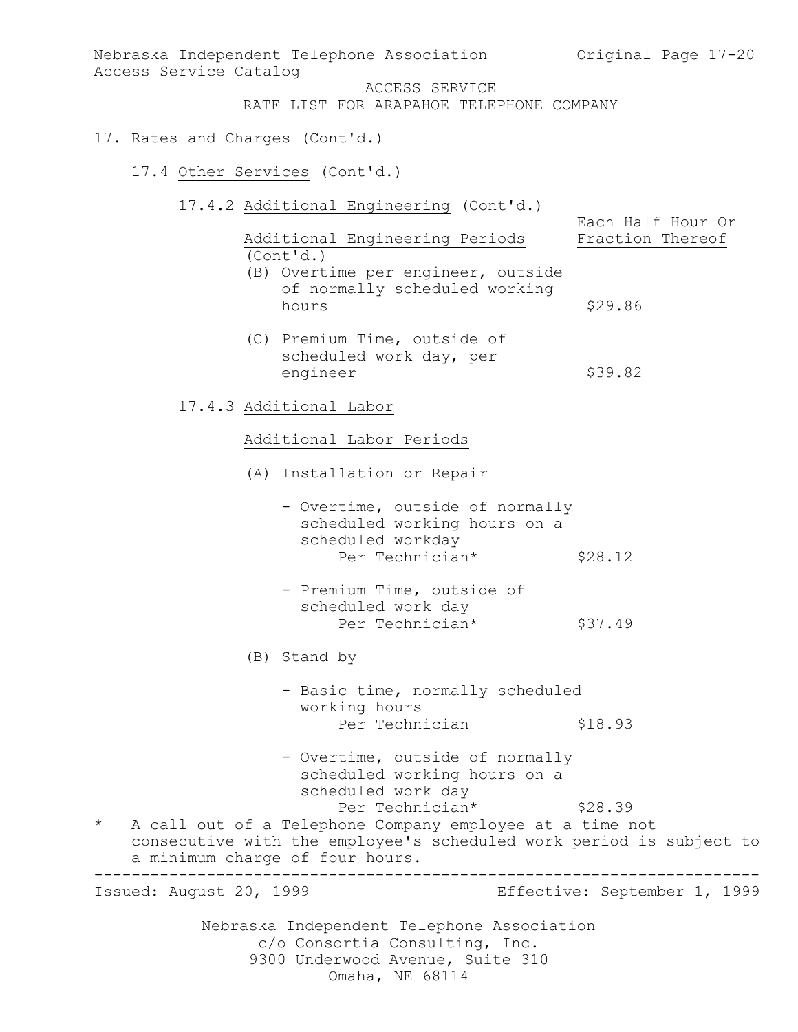ACCESS SERVICE
RATE LIST FOR ARAPAHOE TELEPHONE COMPANY

17. Rates and Charges (Cont'd.)

17.4 Other Services (Cont'd.)

17.4.2 Additional Engineering (Cont'd.)

| Additional Engineering Periods (Cont'd.) | Each Half Hour Or Fraction Thereof |
|---|---|
| (B) Overtime per engineer, outside of normally scheduled working hours | $29.86 |
| (C) Premium Time, outside of scheduled work day, per engineer | $39.82 |

17.4.3 Additional Labor

| Additional Labor Periods | |
|---|---|
| (A) Installation or Repair | |
| - Overtime, outside of normally scheduled working hours on a scheduled workday Per Technician* | $28.12 |
| - Premium Time, outside of scheduled work day Per Technician* | $37.49 |
| (B) Stand by | |
| - Basic time, normally scheduled working hours Per Technician | $18.93 |
| - Overtime, outside of normally scheduled working hours on a scheduled work day Per Technician* | $28.39 |

\* A call out of a Telephone Company employee at a time not consecutive with the employee's scheduled work period is subject to a minimum charge of four hours.

Issued: August 20, 1999 Effective: September 1, 1999

Nebraska Independent Telephone Association
c/o Consortia Consulting, Inc.
9300 Underwood Avenue, Suite 310
Omaha, NE 68114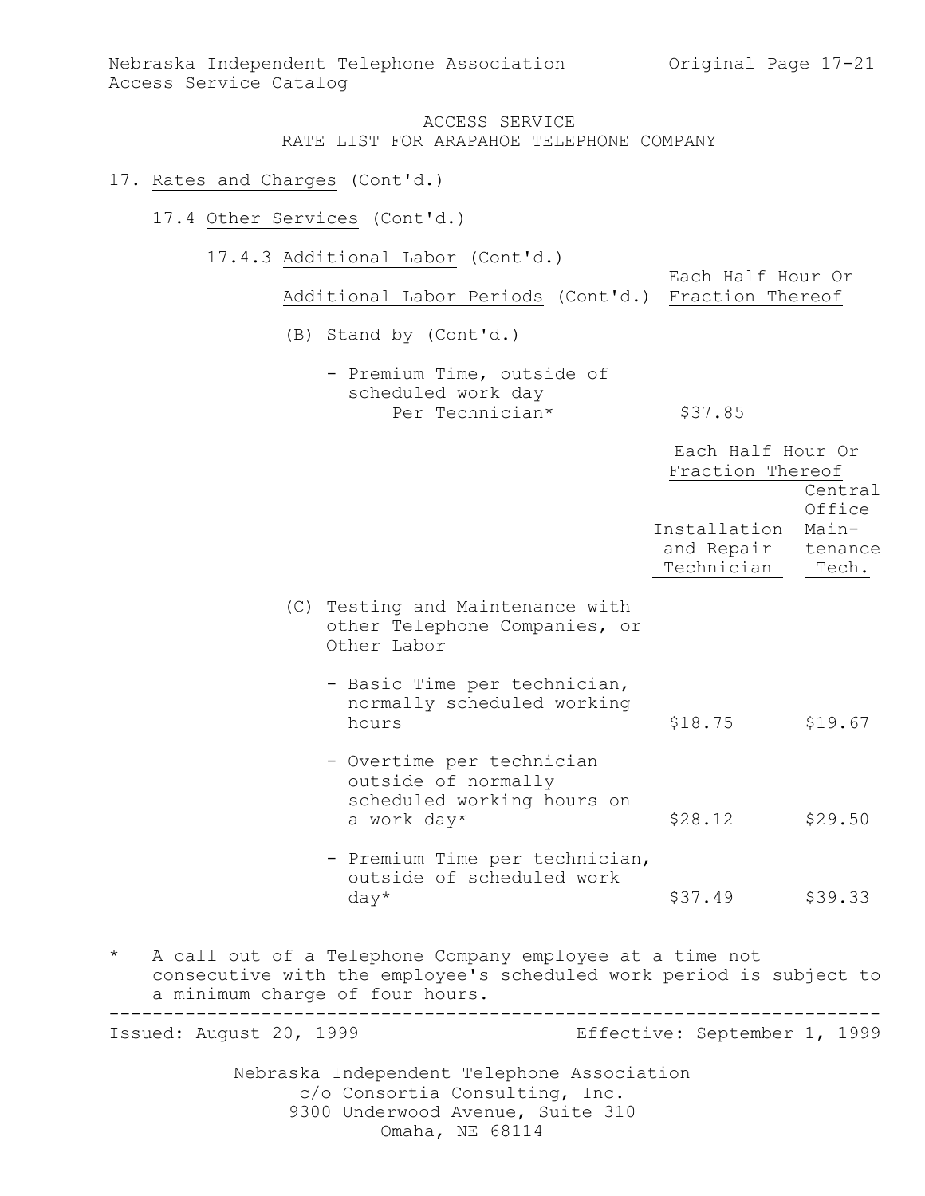ACCESS SERVICE
RATE LIST FOR ARAPAHOE TELEPHONE COMPANY

17. Rates and Charges (Cont'd.)

17.4 Other Services (Cont'd.)

17.4.3 Additional Labor (Cont'd.)

| Additional Labor Periods (Cont'd.) | Each Half Hour Or Fraction Thereof |
|---|---|
| (B) Stand by (Cont'd.) | |
| - Premium Time, outside of scheduled work day Per Technician* | $37.85 |

| | Each Half Hour Or Fraction Thereof | |
|---|---|---|
| | Installation and Repair Technician | Central Office Maintenance Tech. |
| (C) Testing and Maintenance with other Telephone Companies, or Other Labor | | |
| - Basic Time per technician, normally scheduled working hours | $18.75 | $19.67 |
| - Overtime per technician outside of normally scheduled working hours on a work day* | $28.12 | $29.50 |
| - Premium Time per technician, outside of scheduled work day* | $37.49 | $39.33 |

* A call out of a Telephone Company employee at a time not consecutive with the employee's scheduled work period is subject to a minimum charge of four hours.

Issued: August 20, 1999 Effective: September 1, 1999

Nebraska Independent Telephone Association
c/o Consortia Consulting, Inc.
9300 Underwood Avenue, Suite 310
Omaha, NE 68114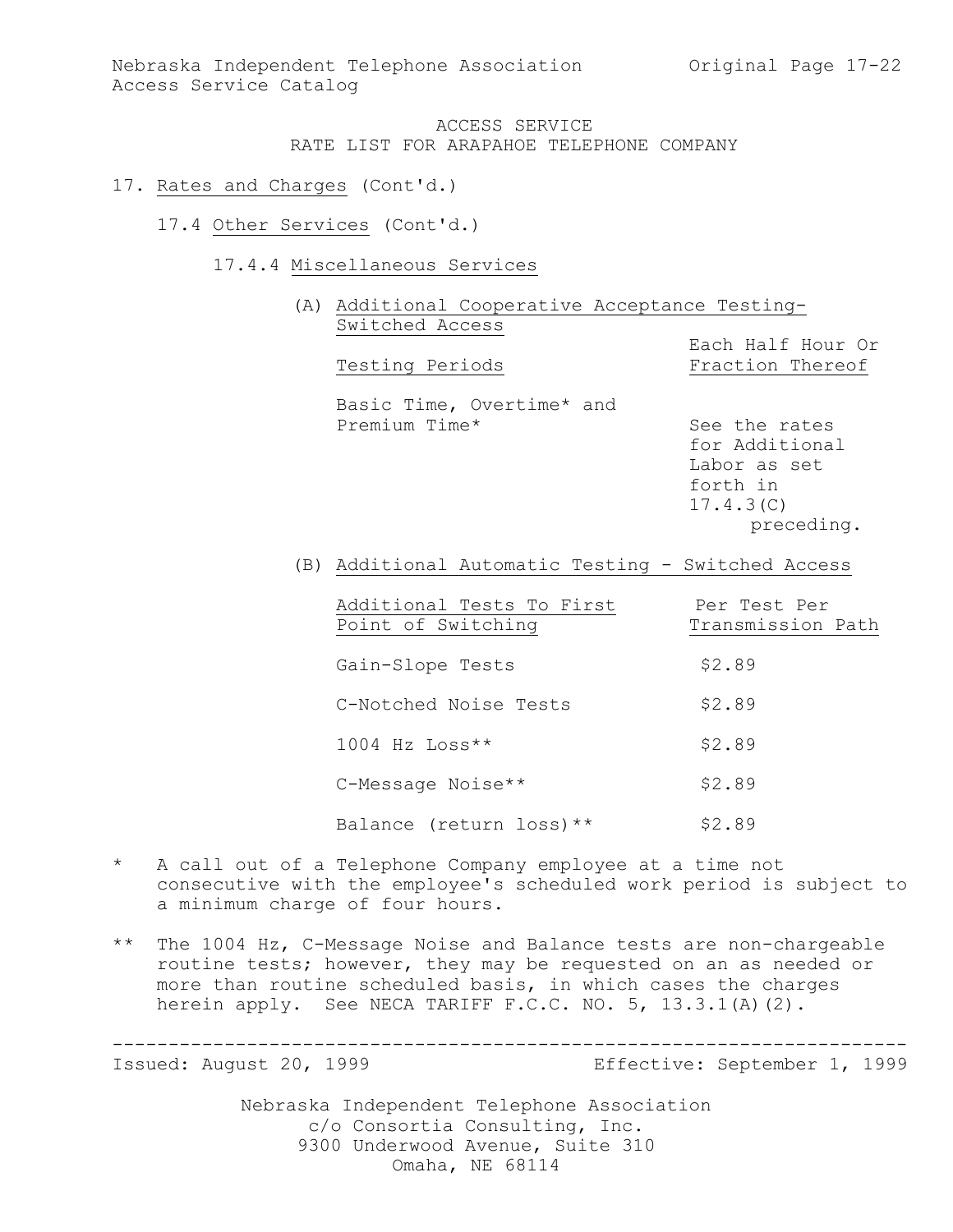ACCESS SERVICE
RATE LIST FOR ARAPAHOE TELEPHONE COMPANY

17. Rates and Charges (Cont'd.)

17.4 Other Services (Cont'd.)

17.4.4 Miscellaneous Services

(A) Additional Cooperative Acceptance Testing-Switched Access

| Testing Periods | Each Half Hour Or Fraction Thereof |
|---|---|
| Basic Time, Overtime* and Premium Time* | See the rates for Additional Labor as set forth in 17.4.3(C) preceding. |

(B) Additional Automatic Testing - Switched Access

| Additional Tests To First Point of Switching | Per Test Per Transmission Path |
|---|---|
| Gain-Slope Tests | $2.89 |
| C-Notched Noise Tests | $2.89 |
| 1004 Hz Loss** | $2.89 |
| C-Message Noise** | $2.89 |
| Balance (return loss)** | $2.89 |

\* A call out of a Telephone Company employee at a time not consecutive with the employee's scheduled work period is subject to a minimum charge of four hours.

\** The 1004 Hz, C-Message Noise and Balance tests are non-chargeable routine tests; however, they may be requested on an as needed or more than routine scheduled basis, in which cases the charges herein apply. See NECA TARIFF F.C.C. NO. 5, 13.3.1(A)(2).

Issued: August 20, 1999 Effective: September 1, 1999

Nebraska Independent Telephone Association
c/o Consortia Consulting, Inc.
9300 Underwood Avenue, Suite 310
Omaha, NE 68114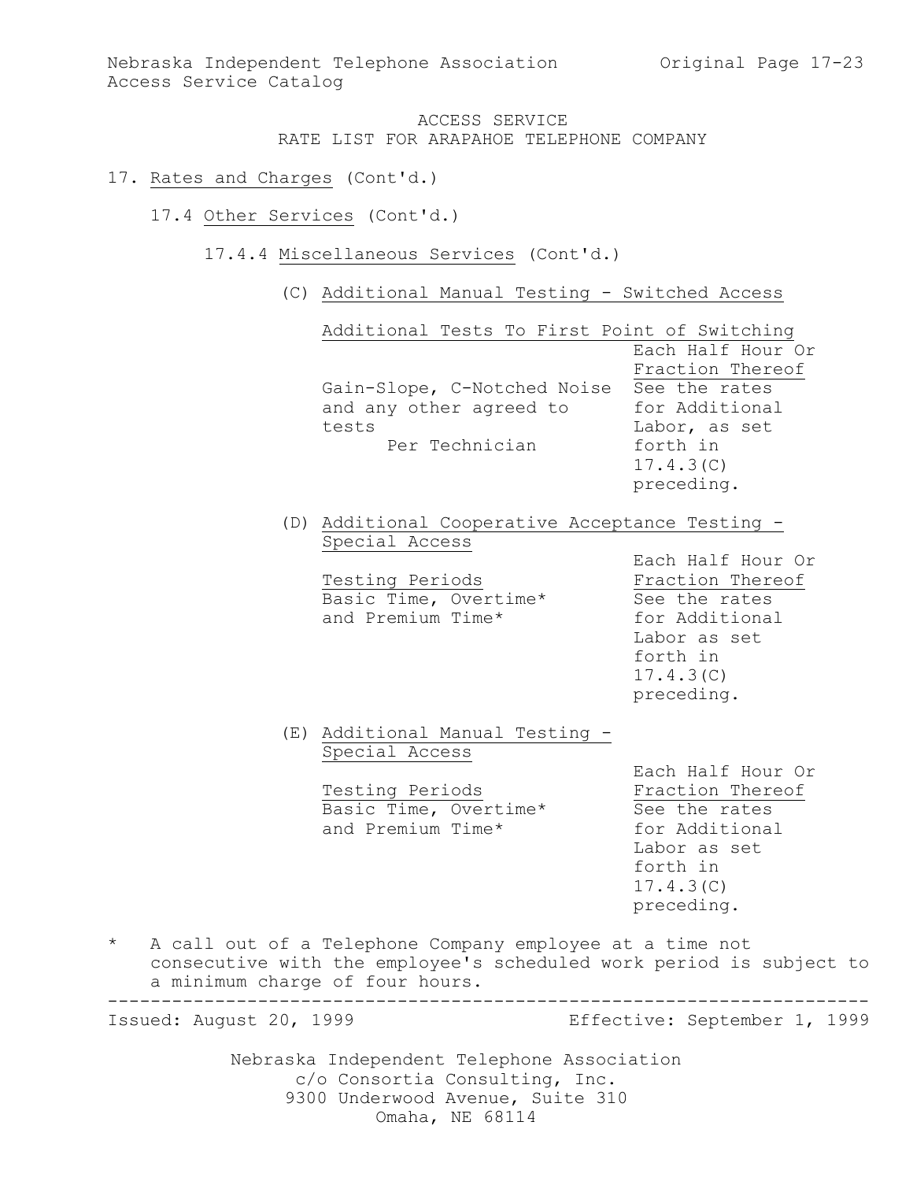ACCESS SERVICE
RATE LIST FOR ARAPAHOE TELEPHONE COMPANY

17. Rates and Charges (Cont'd.)

17.4 Other Services (Cont'd.)

17.4.4 Miscellaneous Services (Cont'd.)

(C) Additional Manual Testing - Switched Access

Additional Tests To First Point of Switching

| | Each Half Hour Or Fraction Thereof |
|---|---|
| Gain-Slope, C-Notched Noise and any other agreed to tests Per Technician | See the rates for Additional Labor, as set forth in 17.4.3(C) preceding. |

(D) Additional Cooperative Acceptance Testing - Special Access

| Testing Periods | Each Half Hour Or Fraction Thereof |
|---|---|
| Basic Time, Overtime* and Premium Time* | See the rates for Additional Labor as set forth in 17.4.3(C) preceding. |

(E) Additional Manual Testing - Special Access

| Testing Periods | Each Half Hour Or Fraction Thereof |
|---|---|
| Basic Time, Overtime* and Premium Time* | See the rates for Additional Labor as set forth in 17.4.3(C) preceding. |

\* A call out of a Telephone Company employee at a time not consecutive with the employee's scheduled work period is subject to a minimum charge of four hours.

Issued: August 20, 1999 Effective: September 1, 1999

Nebraska Independent Telephone Association
c/o Consortia Consulting, Inc.
9300 Underwood Avenue, Suite 310
Omaha, NE 68114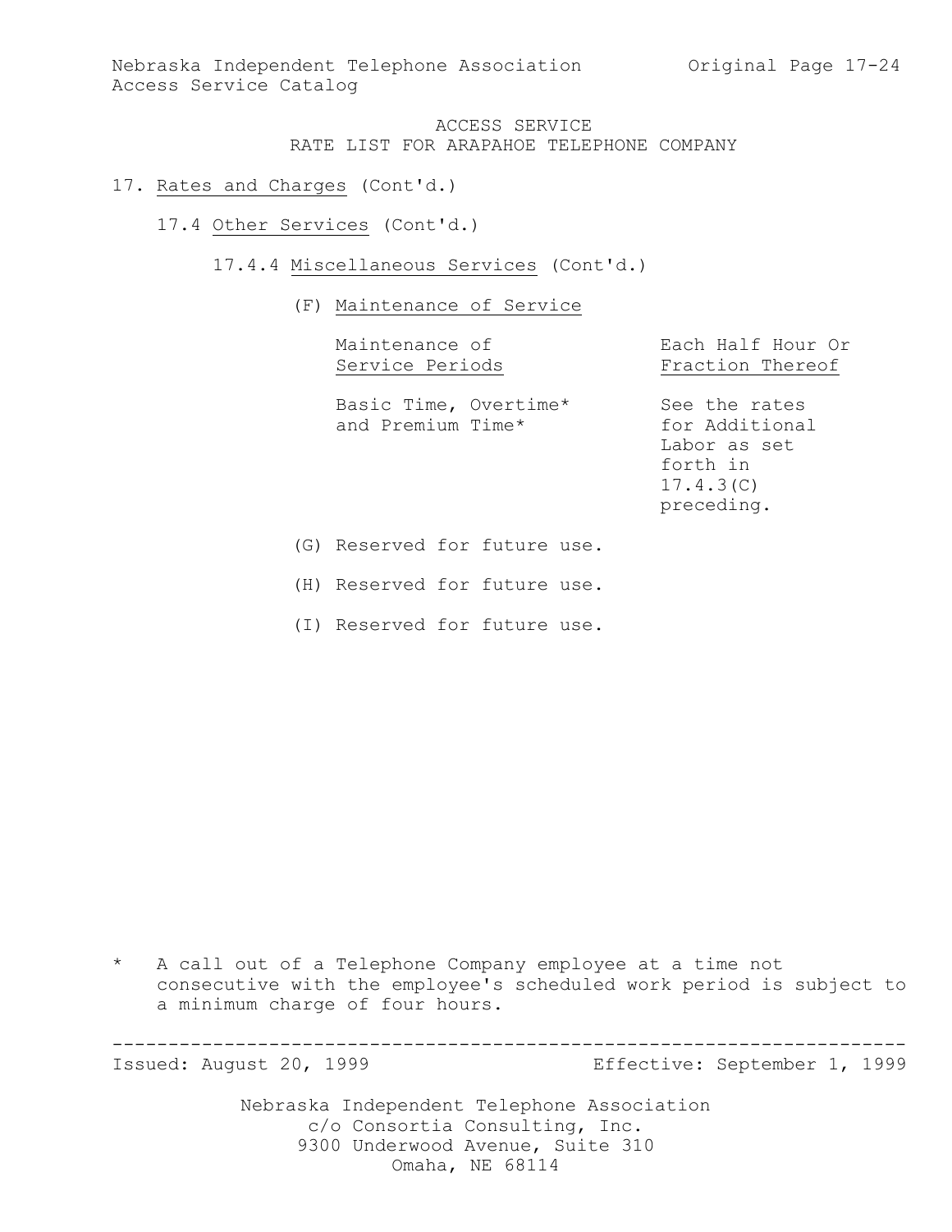ACCESS SERVICE
RATE LIST FOR ARAPAHOE TELEPHONE COMPANY

17. Rates and Charges (Cont'd.)

17.4 Other Services (Cont'd.)

17.4.4 Miscellaneous Services (Cont'd.)

(F) Maintenance of Service

| Maintenance of Service Periods | Each Half Hour Or Fraction Thereof |
|---|---|
| Basic Time, Overtime* and Premium Time* | See the rates for Additional Labor as set forth in 17.4.3(C) preceding. |

(G) Reserved for future use.

(H) Reserved for future use.

(I) Reserved for future use.

\* A call out of a Telephone Company employee at a time not consecutive with the employee's scheduled work period is subject to a minimum charge of four hours.

Issued: August 20, 1999 Effective: September 1, 1999

Nebraska Independent Telephone Association
c/o Consortia Consulting, Inc.
9300 Underwood Avenue, Suite 310
Omaha, NE 68114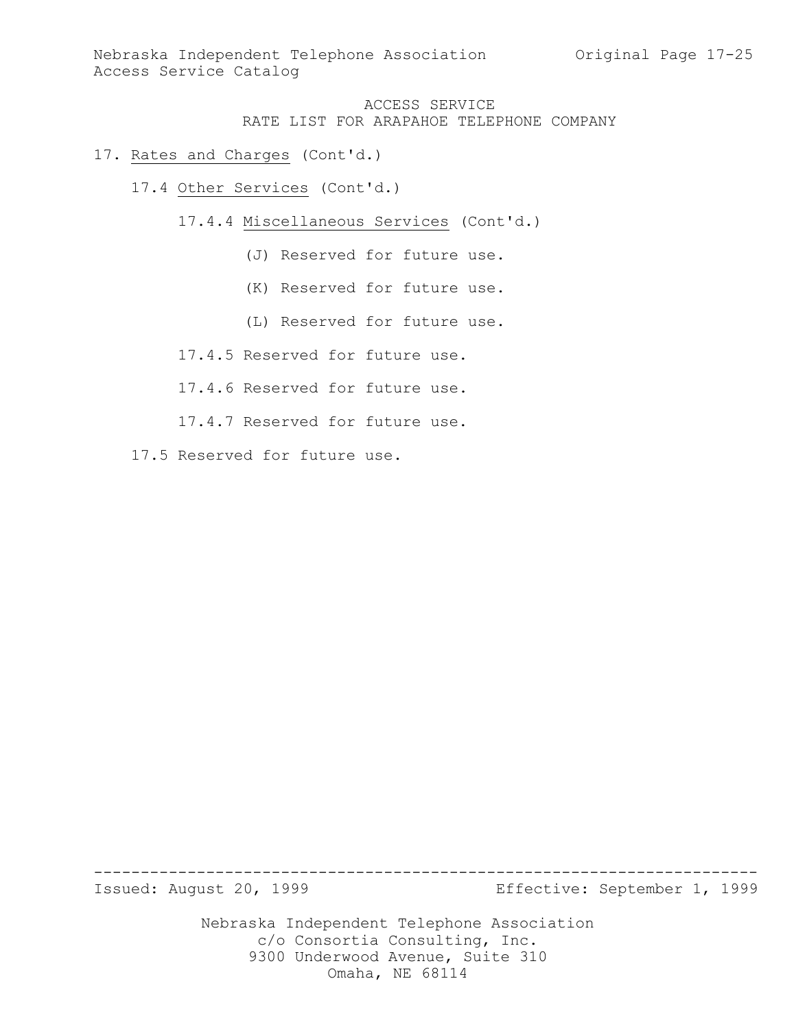ACCESS SERVICE
RATE LIST FOR ARAPAHOE TELEPHONE COMPANY

17. Rates and Charges (Cont'd.)

17.4 Other Services (Cont'd.)

17.4.4 Miscellaneous Services (Cont'd.)

(J) Reserved for future use.

(K) Reserved for future use.

(L) Reserved for future use.

17.4.5 Reserved for future use.

17.4.6 Reserved for future use.

17.4.7 Reserved for future use.

17.5 Reserved for future use.

Issued: August 20, 1999 Effective: September 1, 1999

Nebraska Independent Telephone Association
c/o Consortia Consulting, Inc.
9300 Underwood Avenue, Suite 310
Omaha, NE 68114